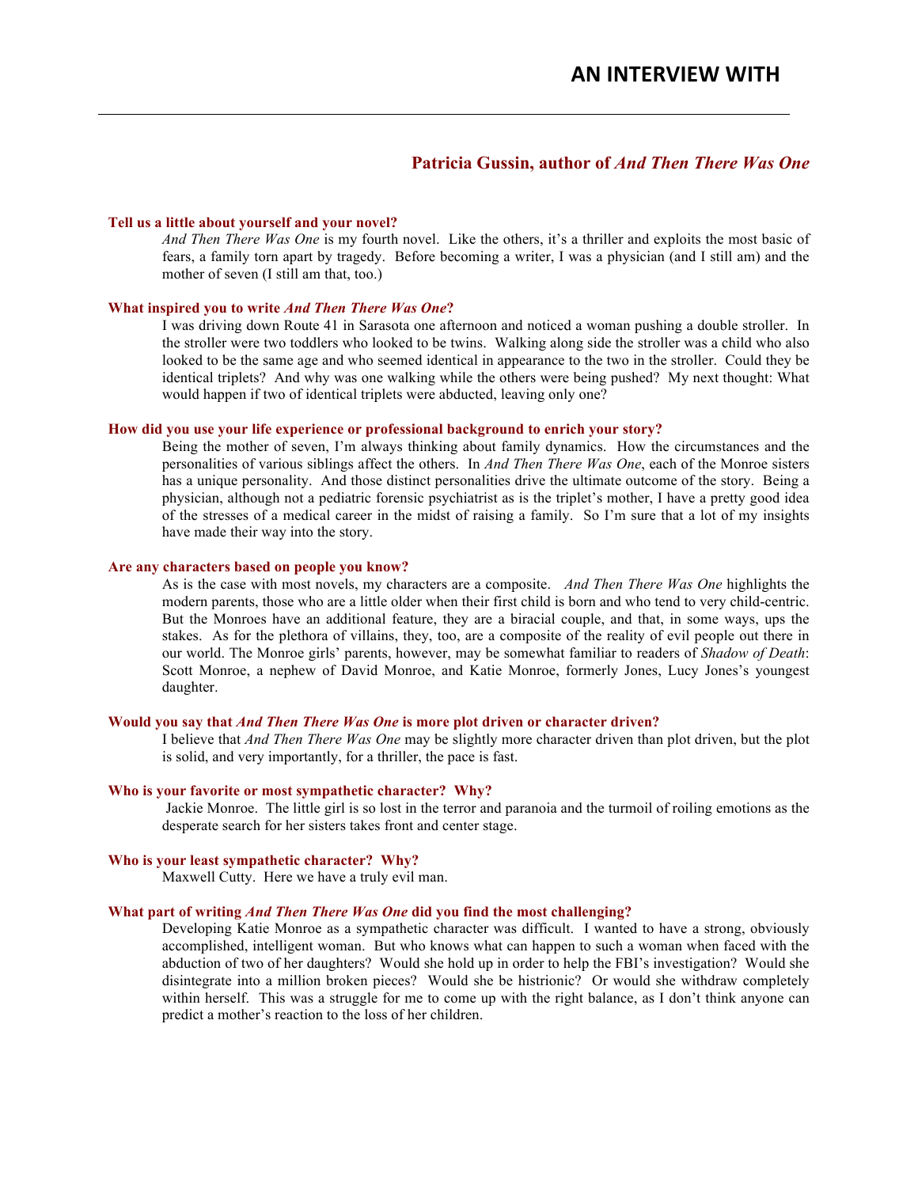# AN INTERVIEW WITH

## Patricia Gussin, author of *And Then There Was One*

**Tell us a little about yourself and your novel?**

*And Then There Was One* is my fourth novel. Like the others, it's a thriller and exploits the most basic of fears, a family torn apart by tragedy. Before becoming a writer, I was a physician (and I still am) and the mother of seven (I still am that, too.)

**What inspired you to write *And Then There Was One*?**

I was driving down Route 41 in Sarasota one afternoon and noticed a woman pushing a double stroller. In the stroller were two toddlers who looked to be twins. Walking along side the stroller was a child who also looked to be the same age and who seemed identical in appearance to the two in the stroller. Could they be identical triplets? And why was one walking while the others were being pushed? My next thought: What would happen if two of identical triplets were abducted, leaving only one?

**How did you use your life experience or professional background to enrich your story?**

Being the mother of seven, I'm always thinking about family dynamics. How the circumstances and the personalities of various siblings affect the others. In *And Then There Was One*, each of the Monroe sisters has a unique personality. And those distinct personalities drive the ultimate outcome of the story. Being a physician, although not a pediatric forensic psychiatrist as is the triplet's mother, I have a pretty good idea of the stresses of a medical career in the midst of raising a family. So I'm sure that a lot of my insights have made their way into the story.

**Are any characters based on people you know?**

As is the case with most novels, my characters are a composite. *And Then There Was One* highlights the modern parents, those who are a little older when their first child is born and who tend to very child-centric. But the Monroes have an additional feature, they are a biracial couple, and that, in some ways, ups the stakes. As for the plethora of villains, they, too, are a composite of the reality of evil people out there in our world. The Monroe girls' parents, however, may be somewhat familiar to readers of *Shadow of Death*: Scott Monroe, a nephew of David Monroe, and Katie Monroe, formerly Jones, Lucy Jones's youngest daughter.

**Would you say that *And Then There Was One* is more plot driven or character driven?**

I believe that *And Then There Was One* may be slightly more character driven than plot driven, but the plot is solid, and very importantly, for a thriller, the pace is fast.

**Who is your favorite or most sympathetic character? Why?**

Jackie Monroe. The little girl is so lost in the terror and paranoia and the turmoil of roiling emotions as the desperate search for her sisters takes front and center stage.

**Who is your least sympathetic character? Why?**

Maxwell Cutty. Here we have a truly evil man.

**What part of writing *And Then There Was One* did you find the most challenging?**

Developing Katie Monroe as a sympathetic character was difficult. I wanted to have a strong, obviously accomplished, intelligent woman. But who knows what can happen to such a woman when faced with the abduction of two of her daughters? Would she hold up in order to help the FBI's investigation? Would she disintegrate into a million broken pieces? Would she be histrionic? Or would she withdraw completely within herself. This was a struggle for me to come up with the right balance, as I don't think anyone can predict a mother's reaction to the loss of her children.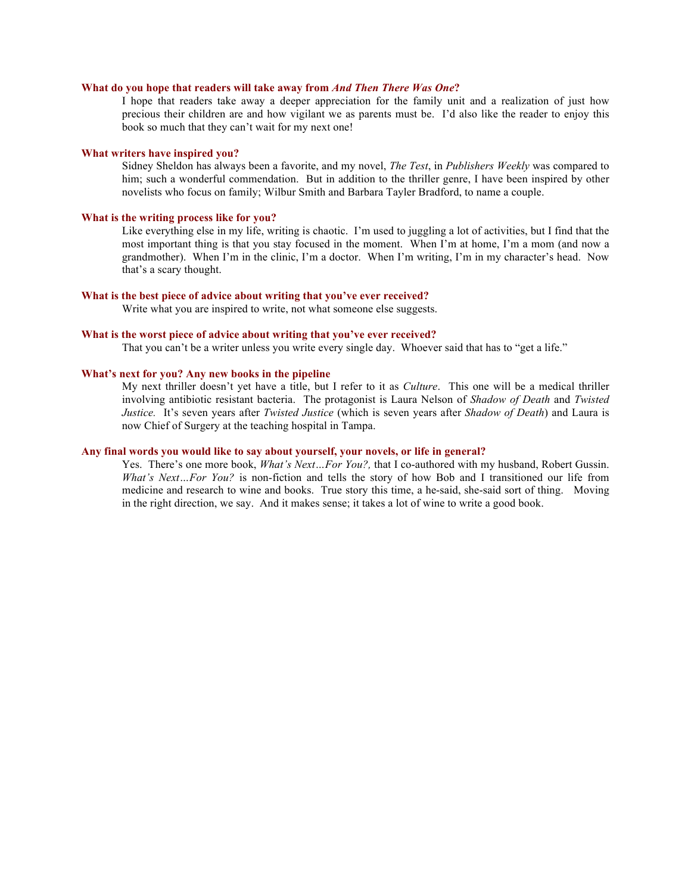**What do you hope that readers will take away from *And Then There Was One*?**

I hope that readers take away a deeper appreciation for the family unit and a realization of just how precious their children are and how vigilant we as parents must be. I'd also like the reader to enjoy this book so much that they can't wait for my next one!

**What writers have inspired you?**

Sidney Sheldon has always been a favorite, and my novel, *The Test*, in *Publishers Weekly* was compared to him; such a wonderful commendation. But in addition to the thriller genre, I have been inspired by other novelists who focus on family; Wilbur Smith and Barbara Tayler Bradford, to name a couple.

**What is the writing process like for you?**

Like everything else in my life, writing is chaotic. I'm used to juggling a lot of activities, but I find that the most important thing is that you stay focused in the moment. When I'm at home, I'm a mom (and now a grandmother). When I'm in the clinic, I'm a doctor. When I'm writing, I'm in my character's head. Now that's a scary thought.

**What is the best piece of advice about writing that you've ever received?**

Write what you are inspired to write, not what someone else suggests.

**What is the worst piece of advice about writing that you've ever received?**

That you can't be a writer unless you write every single day. Whoever said that has to "get a life."

**What's next for you? Any new books in the pipeline**

My next thriller doesn't yet have a title, but I refer to it as *Culture*. This one will be a medical thriller involving antibiotic resistant bacteria. The protagonist is Laura Nelson of *Shadow of Death* and *Twisted Justice.* It's seven years after *Twisted Justice* (which is seven years after *Shadow of Death*) and Laura is now Chief of Surgery at the teaching hospital in Tampa.

**Any final words you would like to say about yourself, your novels, or life in general?**

Yes. There's one more book, *What's Next…For You?,* that I co-authored with my husband, Robert Gussin. *What's Next…For You?* is non-fiction and tells the story of how Bob and I transitioned our life from medicine and research to wine and books. True story this time, a he-said, she-said sort of thing. Moving in the right direction, we say. And it makes sense; it takes a lot of wine to write a good book.